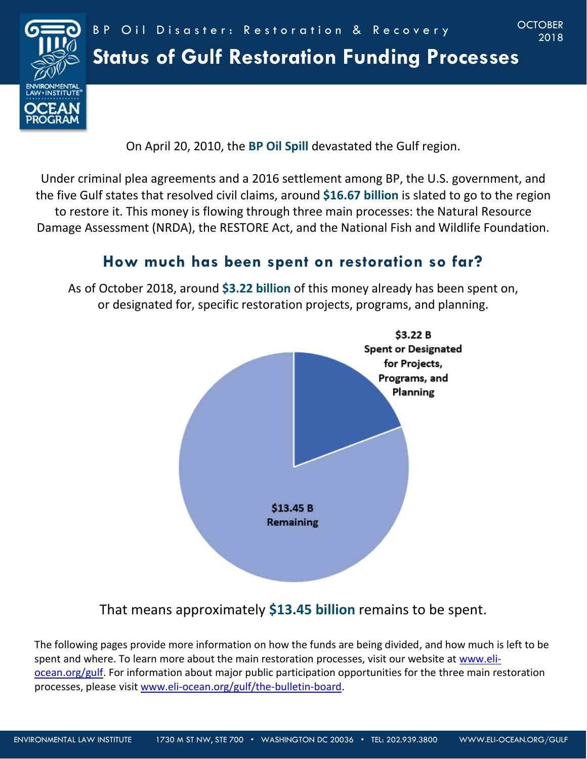BP Oil Disaster: Restoration & Recovery

OCTOBER 2018

# Status of Gulf Restoration Funding Processes

On April 20, 2010, the **BP Oil Spill** devastated the Gulf region.

Under criminal plea agreements and a 2016 settlement among BP, the U.S. government, and the five Gulf states that resolved civil claims, around **$16.67 billion** is slated to go to the region to restore it. This money is flowing through three main processes: the Natural Resource Damage Assessment (NRDA), the RESTORE Act, and the National Fish and Wildlife Foundation.

## How much has been spent on restoration so far?

As of October 2018, around **$3.22 billion** of this money already has been spent on, or designated for, specific restoration projects, programs, and planning.

**$3.22 B**
**Spent or Designated for Projects, Programs, and Planning**

**$13.45 B**
**Remaining**

That means approximately **$13.45 billion** remains to be spent.

The following pages provide more information on how the funds are being divided, and how much is left to be spent and where. To learn more about the main restoration processes, visit our website at www.eli-ocean.org/gulf. For information about major public participation opportunities for the three main restoration processes, please visit www.eli-ocean.org/gulf/the-bulletin-board.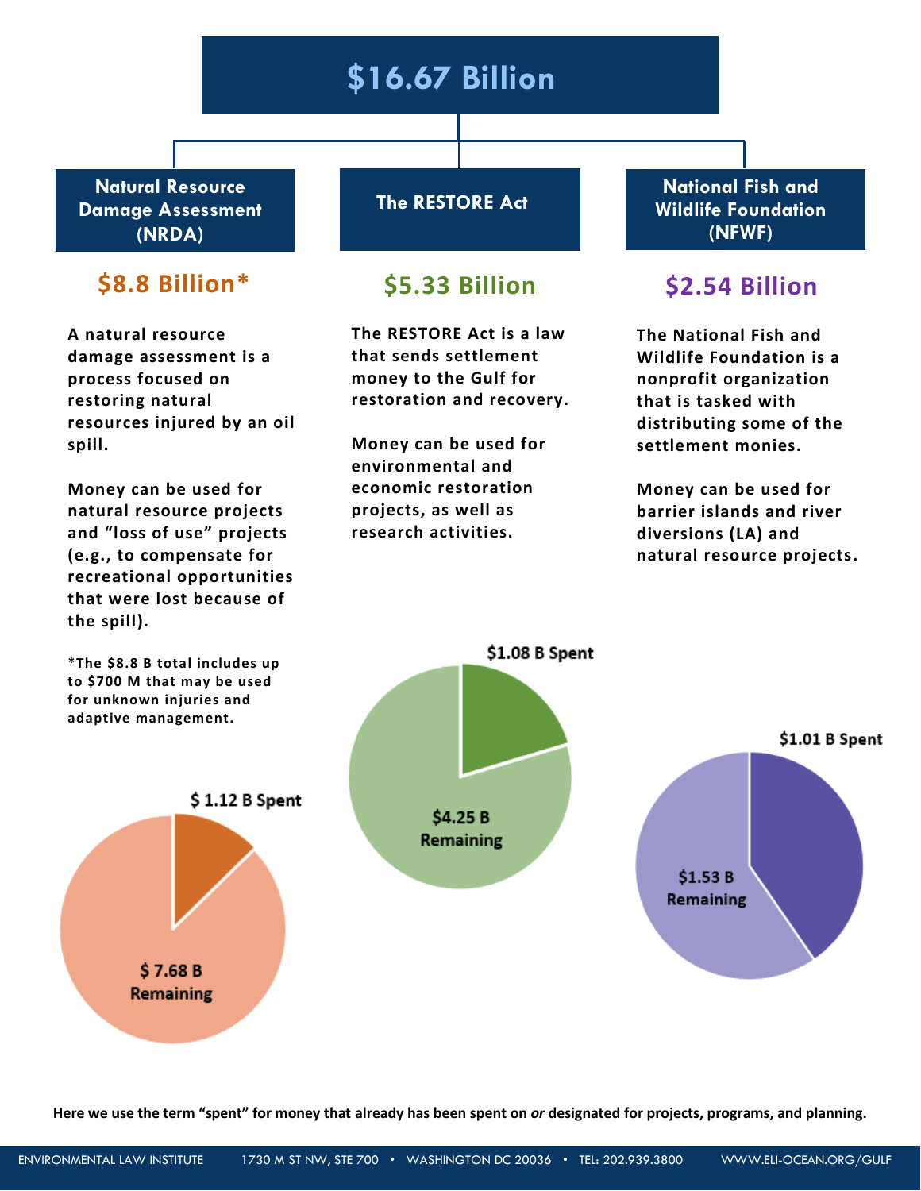# $16.67 Billion

## Natural Resource Damage Assessment (NRDA)

### $8.8 Billion*

A natural resource damage assessment is a process focused on restoring natural resources injured by an oil spill.

Money can be used for natural resource projects and "loss of use" projects (e.g., to compensate for recreational opportunities that were lost because of the spill).

*The $8.8 B total includes up to $700 M that may be used for unknown injuries and adaptive management.

$ 1.12 B Spent

$ 7.68 B Remaining

## The RESTORE Act

### $5.33 Billion

The RESTORE Act is a law that sends settlement money to the Gulf for restoration and recovery.

Money can be used for environmental and economic restoration projects, as well as research activities.

$1.08 B Spent

$4.25 B Remaining

## National Fish and Wildlife Foundation (NFWF)

### $2.54 Billion

The National Fish and Wildlife Foundation is a nonprofit organization that is tasked with distributing some of the settlement monies.

Money can be used for barrier islands and river diversions (LA) and natural resource projects.

$1.01 B Spent

$1.53 B Remaining

**Here we use the term "spent" for money that already has been spent on *or* designated for projects, programs, and planning.**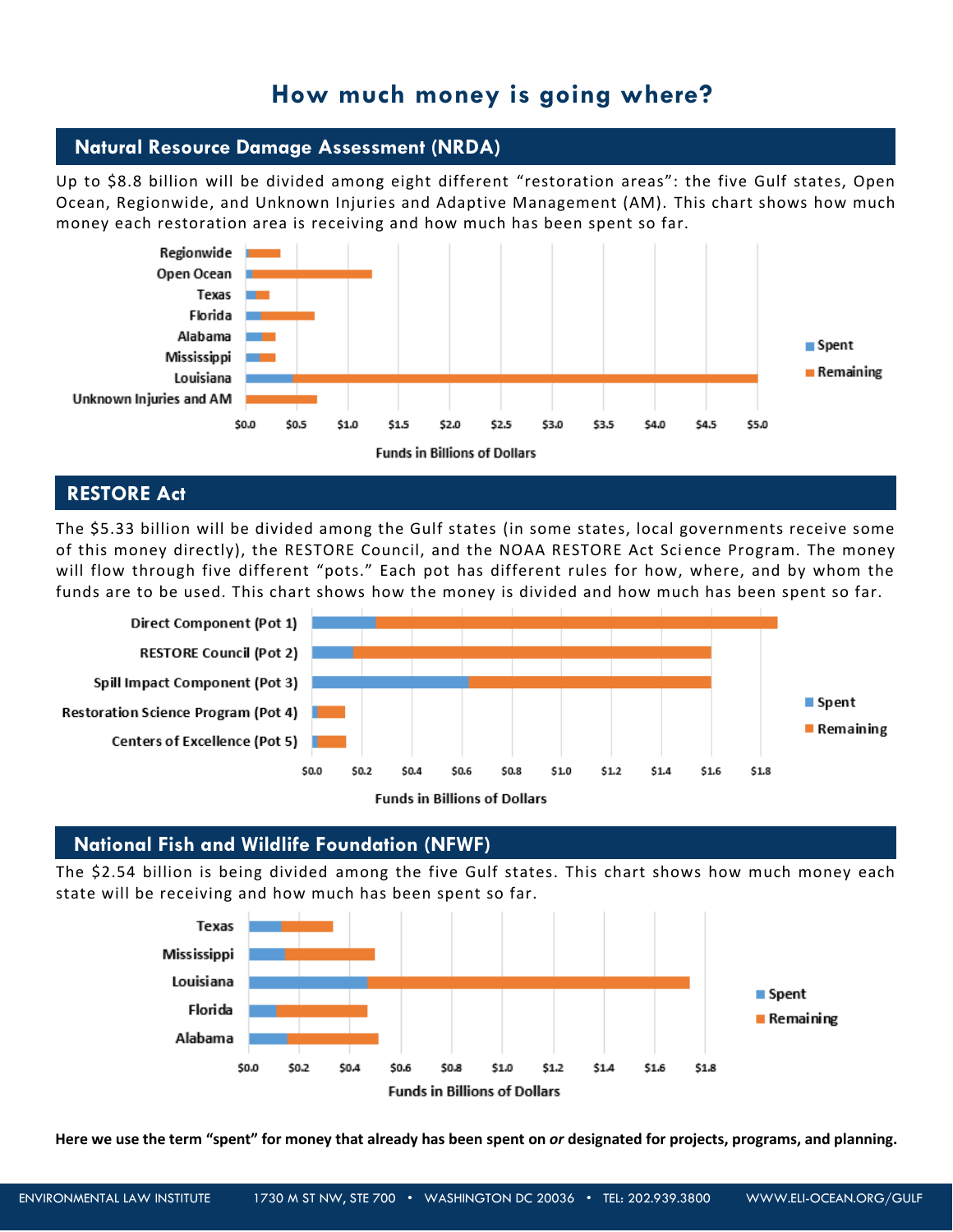# How much money is going where?

## Natural Resource Damage Assessment (NRDA)

Up to $8.8 billion will be divided among eight different "restoration areas": the five Gulf states, Open Ocean, Regionwide, and Unknown Injuries and Adaptive Management (AM). This chart shows how much money each restoration area is receiving and how much has been spent so far.

Regionwide
Open Ocean
Texas
Florida
Alabama
Mississippi
Louisiana
Unknown Injuries and AM

$0.0 $0.5 $1.0 $1.5 $2.0 $2.5 $3.0 $3.5 $4.0 $4.5 $5.0

Funds in Billions of Dollars

Spent
Remaining

## RESTORE Act

The $5.33 billion will be divided among the Gulf states (in some states, local governments receive some of this money directly), the RESTORE Council, and the NOAA RESTORE Act Science Program. The money will flow through five different "pots." Each pot has different rules for how, where, and by whom the funds are to be used. This chart shows how the money is divided and how much has been spent so far.

Direct Component (Pot 1)
RESTORE Council (Pot 2)
Spill Impact Component (Pot 3)
Restoration Science Program (Pot 4)
Centers of Excellence (Pot 5)

$0.0 $0.2 $0.4 $0.6 $0.8 $1.0 $1.2 $1.4 $1.6 $1.8

Funds in Billions of Dollars

Spent
Remaining

## National Fish and Wildlife Foundation (NFWF)

The $2.54 billion is being divided among the five Gulf states. This chart shows how much money each state will be receiving and how much has been spent so far.

Texas
Mississippi
Louisiana
Florida
Alabama

$0.0 $0.2 $0.4 $0.6 $0.8 $1.0 $1.2 $1.4 $1.6 $1.8

Funds in Billions of Dollars

Spent
Remaining

**Here we use the term "spent" for money that already has been spent on *or* designated for projects, programs, and planning.**

ENVIRONMENTAL LAW INSTITUTE 1730 M ST NW, STE 700 • WASHINGTON DC 20036 • TEL: 202.939.3800 WWW.ELI-OCEAN.ORG/GULF